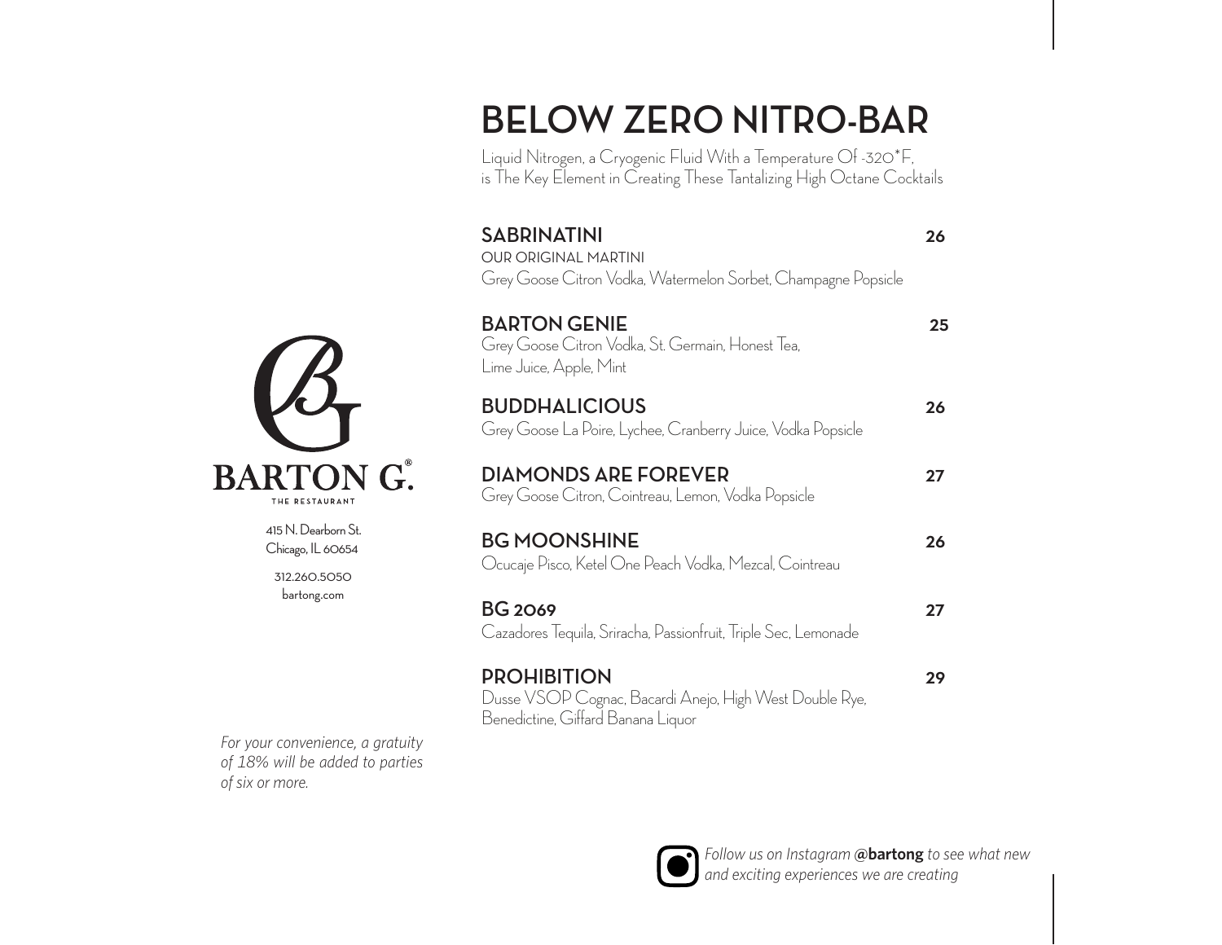# BELOW ZERO NITRO-BAR

Liquid Nitrogen, a Cryogenic Fluid With a Temperature Of -320*F, is The Key Element in Creating These Tantalizing High Octane Cocktails

**SABRINATINI** — **26**
OUR ORIGINAL MARTINI
Grey Goose Citron Vodka, Watermelon Sorbet, Champagne Popsicle

**BARTON GENIE** — **25**
Grey Goose Citron Vodka, St. Germain, Honest Tea, Lime Juice, Apple, Mint

**BUDDHALICIOUS** — **26**
Grey Goose La Poire, Lychee, Cranberry Juice, Vodka Popsicle

**DIAMONDS ARE FOREVER** — **27**
Grey Goose Citron, Cointreau, Lemon, Vodka Popsicle

**BG MOONSHINE** — **26**
Ocucaje Pisco, Ketel One Peach Vodka, Mezcal, Cointreau

**BG 2069** — **27**
Cazadores Tequila, Sriracha, Passionfruit, Triple Sec, Lemonade

**PROHIBITION** — **29**
Dusse VSOP Cognac, Bacardi Anejo, High West Double Rye, Benedictine, Giffard Banana Liquor

**BARTON G.®**
THE RESTAURANT

415 N. Dearborn St.
Chicago, IL 60654

312.260.5050
bartong.com

*For your convenience, a gratuity of 18% will be added to parties of six or more.*

*Follow us on Instagram* ***@bartong*** *to see what new and exciting experiences we are creating*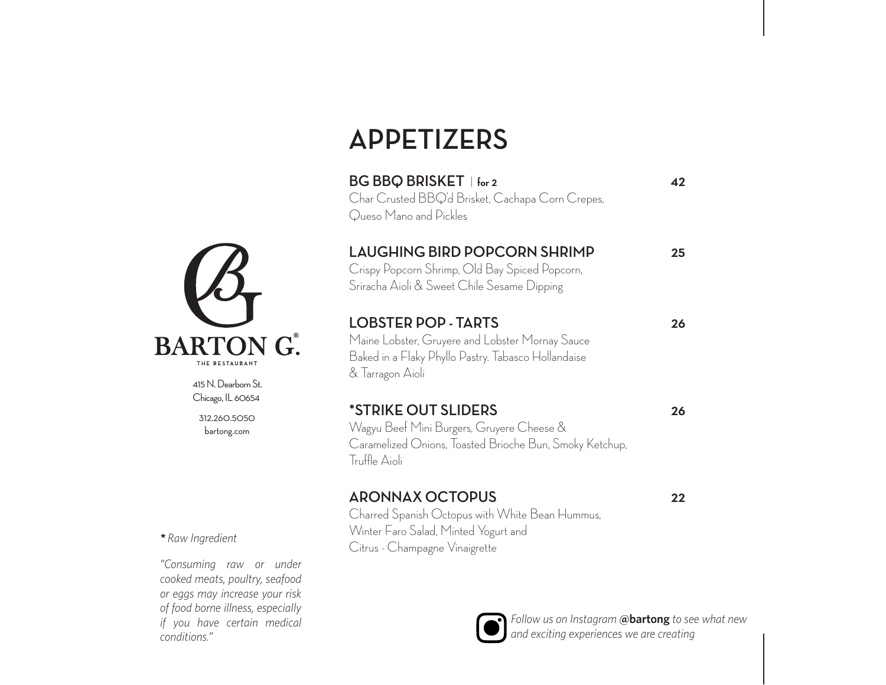BARTON G.®

THE RESTAURANT

415 N. Dearborn St.
Chicago, IL 60654

312.260.5050
bartong.com

# APPETIZERS

**BG BBQ BRISKET** | for 2 — **42**
Char Crusted BBQ'd Brisket, Cachapa Corn Crepes, Queso Mano and Pickles

**LAUGHING BIRD POPCORN SHRIMP** — **25**
Crispy Popcorn Shrimp, Old Bay Spiced Popcorn, Sriracha Aioli & Sweet Chile Sesame Dipping

**LOBSTER POP - TARTS** — **26**
Maine Lobster, Gruyere and Lobster Mornay Sauce Baked in a Flaky Phyllo Pastry. Tabasco Hollandaise & Tarragon Aioli

***STRIKE OUT SLIDERS** — **26**
Wagyu Beef Mini Burgers, Gruyere Cheese & Caramelized Onions, Toasted Brioche Bun, Smoky Ketchup, Truffle Aioli

**ARONNAX OCTOPUS** — **22**
Charred Spanish Octopus with White Bean Hummus, Winter Faro Salad, Minted Yogurt and Citrus - Champagne Vinaigrette

* *Raw Ingredient*

*"Consuming raw or under cooked meats, poultry, seafood or eggs may increase your risk of food borne illness, especially if you have certain medical conditions."*

*Follow us on Instagram* ***@bartong*** *to see what new and exciting experiences we are creating*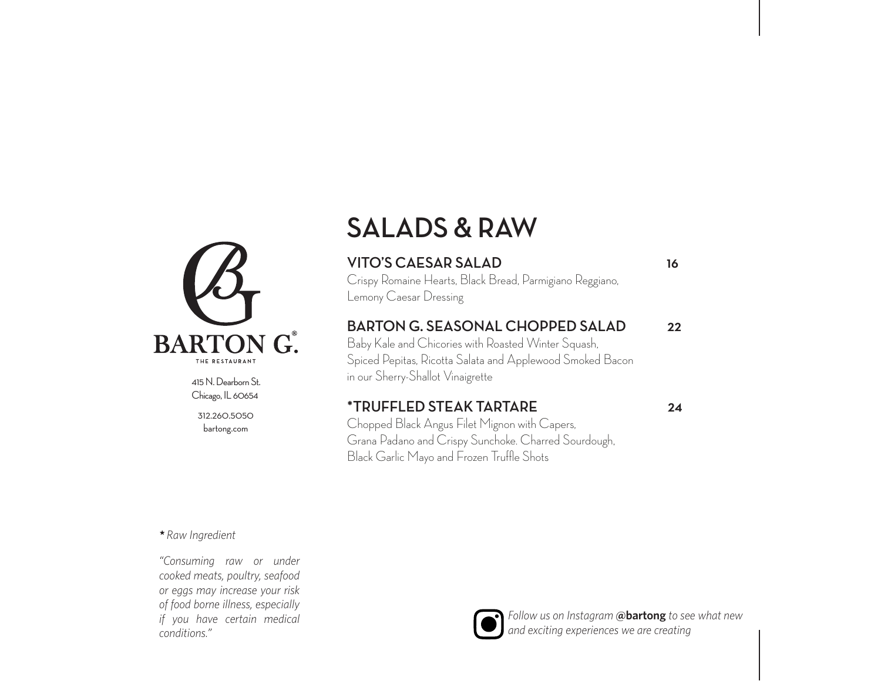BARTON G.®

THE RESTAURANT

415 N. Dearborn St.
Chicago, IL 60654

312.260.5050
bartong.com

# SALADS & RAW

## VITO'S CAESAR SALAD — 16

Crispy Romaine Hearts, Black Bread, Parmigiano Reggiano, Lemony Caesar Dressing

## BARTON G. SEASONAL CHOPPED SALAD — 22

Baby Kale and Chicories with Roasted Winter Squash, Spiced Pepitas, Ricotta Salata and Applewood Smoked Bacon in our Sherry-Shallot Vinaigrette

## *TRUFFLED STEAK TARTARE — 24

Chopped Black Angus Filet Mignon with Capers, Grana Padano and Crispy Sunchoke. Charred Sourdough, Black Garlic Mayo and Frozen Truffle Shots

*\* Raw Ingredient*

*"Consuming raw or under cooked meats, poultry, seafood or eggs may increase your risk of food borne illness, especially if you have certain medical conditions."*

*Follow us on Instagram* ***@bartong*** *to see what new and exciting experiences we are creating*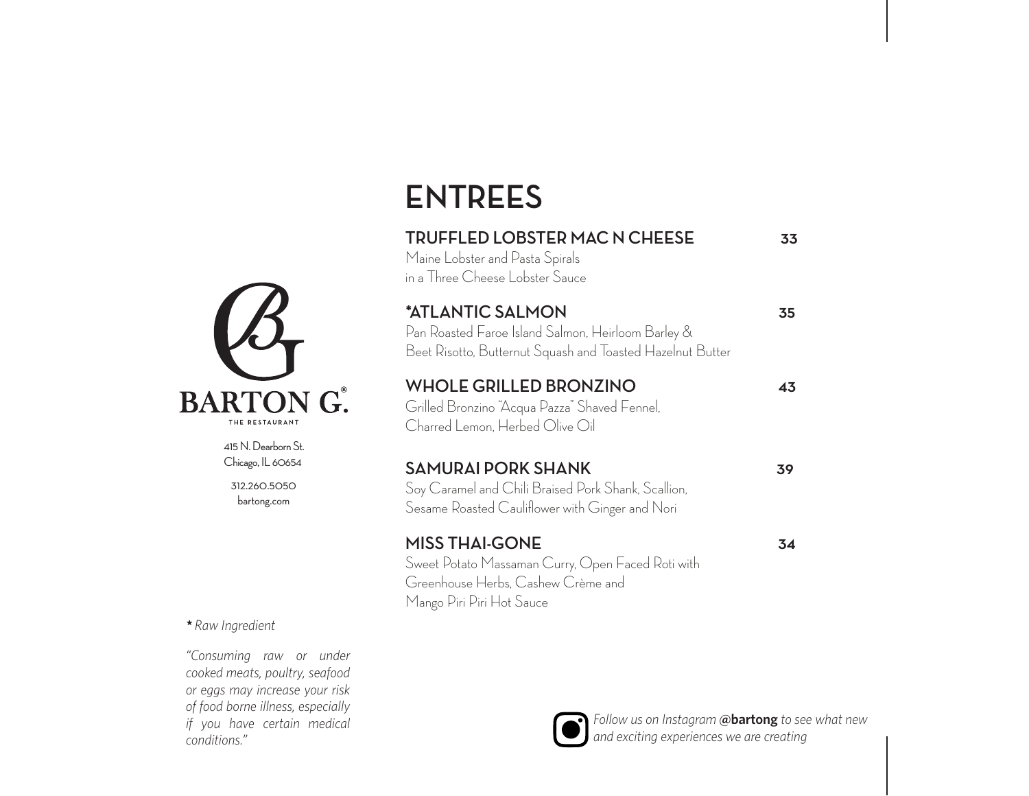BARTON G.®

THE RESTAURANT

415 N. Dearborn St.
Chicago, IL 60654

312.260.5050
bartong.com

# ENTREES

## TRUFFLED LOBSTER MAC N CHEESE 33

Maine Lobster and Pasta Spirals
in a Three Cheese Lobster Sauce

## *ATLANTIC SALMON 35

Pan Roasted Faroe Island Salmon, Heirloom Barley &
Beet Risotto, Butternut Squash and Toasted Hazelnut Butter

## WHOLE GRILLED BRONZINO 43

Grilled Bronzino "Acqua Pazza" Shaved Fennel,
Charred Lemon, Herbed Olive Oil

## SAMURAI PORK SHANK 39

Soy Caramel and Chili Braised Pork Shank, Scallion,
Sesame Roasted Cauliflower with Ginger and Nori

## MISS THAI-GONE 34

Sweet Potato Massaman Curry, Open Faced Roti with
Greenhouse Herbs, Cashew Crème and
Mango Piri Piri Hot Sauce

*\* Raw Ingredient*

*"Consuming raw or under cooked meats, poultry, seafood or eggs may increase your risk of food borne illness, especially if you have certain medical conditions."*

*Follow us on Instagram* **@bartong** *to see what new and exciting experiences we are creating*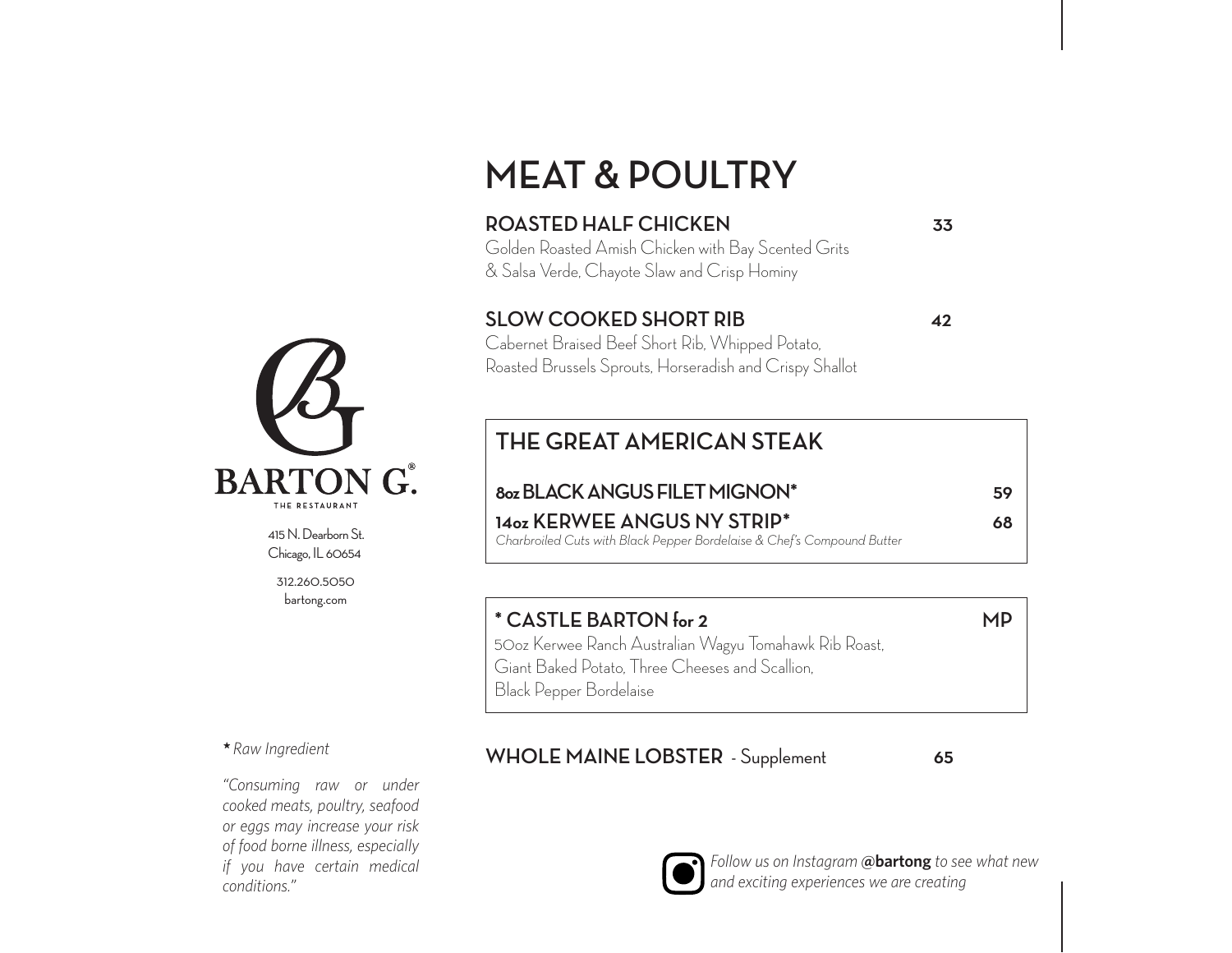BARTON G.®
THE RESTAURANT

415 N. Dearborn St.
Chicago, IL 60654

312.260.5050
bartong.com

# MEAT & POULTRY

**ROASTED HALF CHICKEN** **33**
Golden Roasted Amish Chicken with Bay Scented Grits & Salsa Verde, Chayote Slaw and Crisp Hominy

**SLOW COOKED SHORT RIB** **42**
Cabernet Braised Beef Short Rib, Whipped Potato, Roasted Brussels Sprouts, Horseradish and Crispy Shallot

## THE GREAT AMERICAN STEAK

**8oz BLACK ANGUS FILET MIGNON*** **59**

**14oz KERWEE ANGUS NY STRIP*** **68**

*Charbroiled Cuts with Black Pepper Bordelaise & Chef's Compound Butter*

**\* CASTLE BARTON for 2** **MP**
50oz Kerwee Ranch Australian Wagyu Tomahawk Rib Roast, Giant Baked Potato, Three Cheeses and Scallion, Black Pepper Bordelaise

**WHOLE MAINE LOBSTER** - Supplement **65**

*\* Raw Ingredient*

*"Consuming raw or under cooked meats, poultry, seafood or eggs may increase your risk of food borne illness, especially if you have certain medical conditions."*

*Follow us on Instagram* **@bartong** *to see what new and exciting experiences we are creating*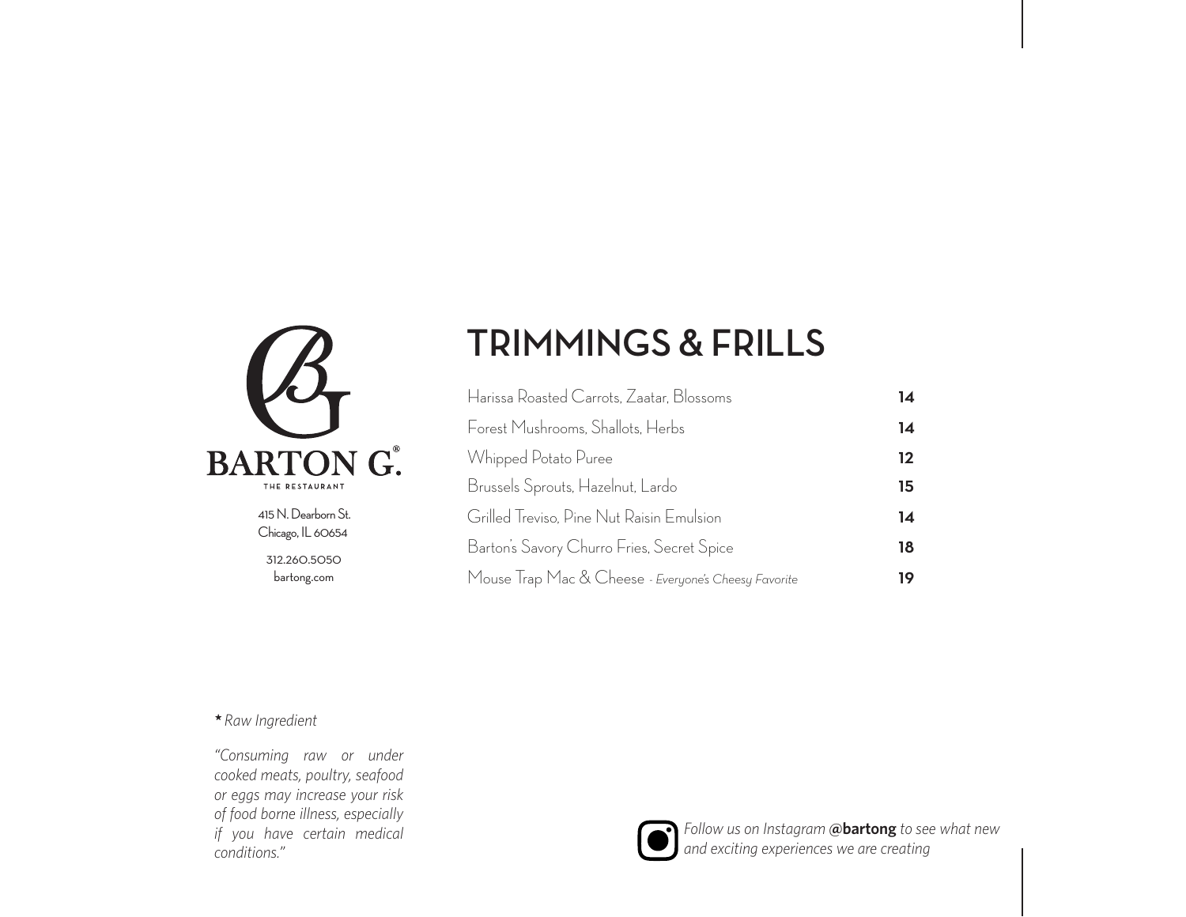BARTON G.®
THE RESTAURANT

415 N. Dearborn St.
Chicago, IL 60654

312.260.5050
bartong.com

# TRIMMINGS & FRILLS

| | |
|---|---|
| Harissa Roasted Carrots, Zaatar, Blossoms | **14** |
| Forest Mushrooms, Shallots, Herbs | **14** |
| Whipped Potato Puree | **12** |
| Brussels Sprouts, Hazelnut, Lardo | **15** |
| Grilled Treviso, Pine Nut Raisin Emulsion | **14** |
| Barton's Savory Churro Fries, Secret Spice | **18** |
| Mouse Trap Mac & Cheese *- Everyone's Cheesy Favorite* | **19** |

*\* Raw Ingredient*

*"Consuming raw or under cooked meats, poultry, seafood or eggs may increase your risk of food borne illness, especially if you have certain medical conditions."*

*Follow us on Instagram* **@bartong** *to see what new and exciting experiences we are creating*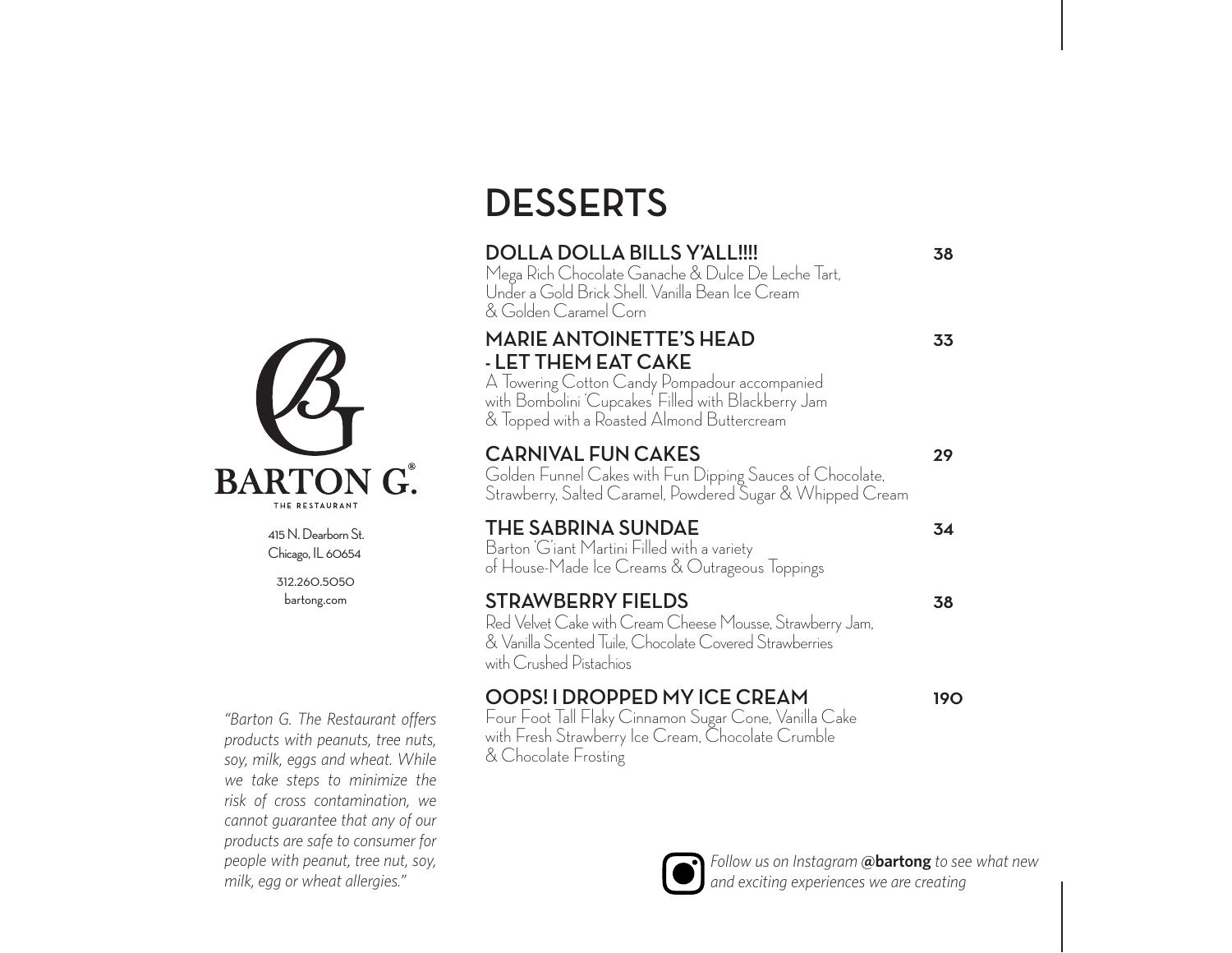BARTON G.
THE RESTAURANT

415 N. Dearborn St.
Chicago, IL 60654

312.260.5050
bartong.com

*"Barton G. The Restaurant offers products with peanuts, tree nuts, soy, milk, eggs and wheat. While we take steps to minimize the risk of cross contamination, we cannot guarantee that any of our products are safe to consumer for people with peanut, tree nut, soy, milk, egg or wheat allergies."*

# DESSERTS

**DOLLA DOLLA BILLS Y'ALL!!!!** **38**
Mega Rich Chocolate Ganache & Dulce De Leche Tart, Under a Gold Brick Shell. Vanilla Bean Ice Cream & Golden Caramel Corn

**MARIE ANTOINETTE'S HEAD - LET THEM EAT CAKE** **33**
A Towering Cotton Candy Pompadour accompanied with Bombolini 'Cupcakes' Filled with Blackberry Jam & Topped with a Roasted Almond Buttercream

**CARNIVAL FUN CAKES** **29**
Golden Funnel Cakes with Fun Dipping Sauces of Chocolate, Strawberry, Salted Caramel, Powdered Sugar & Whipped Cream

**THE SABRINA SUNDAE** **34**
Barton 'G'iant Martini Filled with a variety of House-Made Ice Creams & Outrageous Toppings

**STRAWBERRY FIELDS** **38**
Red Velvet Cake with Cream Cheese Mousse, Strawberry Jam, & Vanilla Scented Tuile, Chocolate Covered Strawberries with Crushed Pistachios

**OOPS! I DROPPED MY ICE CREAM** **190**
Four Foot Tall Flaky Cinnamon Sugar Cone, Vanilla Cake with Fresh Strawberry Ice Cream, Chocolate Crumble & Chocolate Frosting

*Follow us on Instagram* ***@bartong*** *to see what new and exciting experiences we are creating*